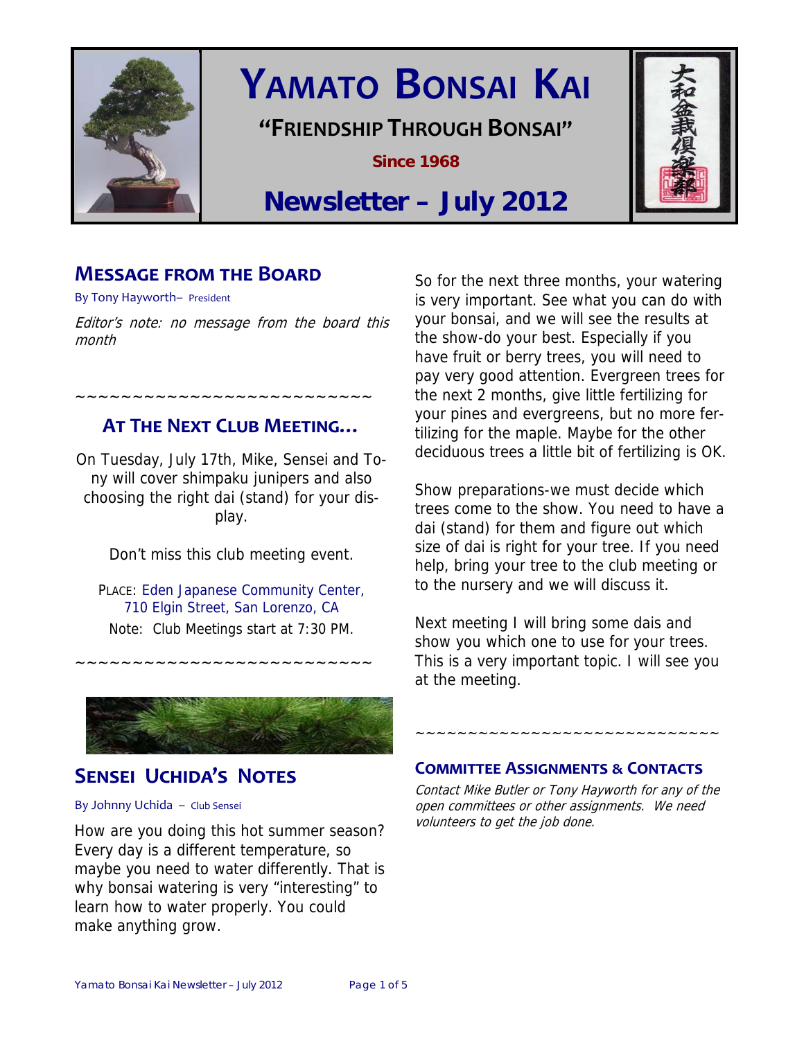# YAMATO BONSAI KAI

**"FRIENDSHIP THROUGH BONSAI"**

**Since 1968**

## Newsletter – July 2012

大和盆栽倶楽部

## MESSAGE FROM THE BOARD

By Tony Hayworth– President

*Editor's note: no message from the board this month*

~~~~~~~~~~~~~~~~~~~~~~~~~~~

## AT THE NEXT CLUB MEETING…

On Tuesday, July 17th, Mike, Sensei and Tony will cover shimpaku junipers and also choosing the right dai (stand) for your display.

Don't miss this club meeting event.

PLACE: Eden Japanese Community Center, 710 Elgin Street, San Lorenzo, CA

Note: Club Meetings start at 7:30 PM.

~~~~~~~~~~~~~~~~~~~~~~~~~~~

## SENSEI UCHIDA'S NOTES

By Johnny Uchida – Club Sensei

How are you doing this hot summer season? Every day is a different temperature, so maybe you need to water differently. That is why bonsai watering is very "interesting" to learn how to water properly. You could make anything grow.

So for the next three months, your watering is very important. See what you can do with your bonsai, and we will see the results at the show-do your best. Especially if you have fruit or berry trees, you will need to pay very good attention. Evergreen trees for the next 2 months, give little fertilizing for your pines and evergreens, but no more fertilizing for the maple. Maybe for the other deciduous trees a little bit of fertilizing is OK.

Show preparations-we must decide which trees come to the show. You need to have a dai (stand) for them and figure out which size of dai is right for your tree. If you need help, bring your tree to the club meeting or to the nursery and we will discuss it.

Next meeting I will bring some dais and show you which one to use for your trees. This is a very important topic. I will see you at the meeting.

~~~~~~~~~~~~~~~~~~~~~~~~~~~~~

## COMMITTEE ASSIGNMENTS & CONTACTS

*Contact Mike Butler or Tony Hayworth for any of the open committees or other assignments. We need volunteers to get the job done.*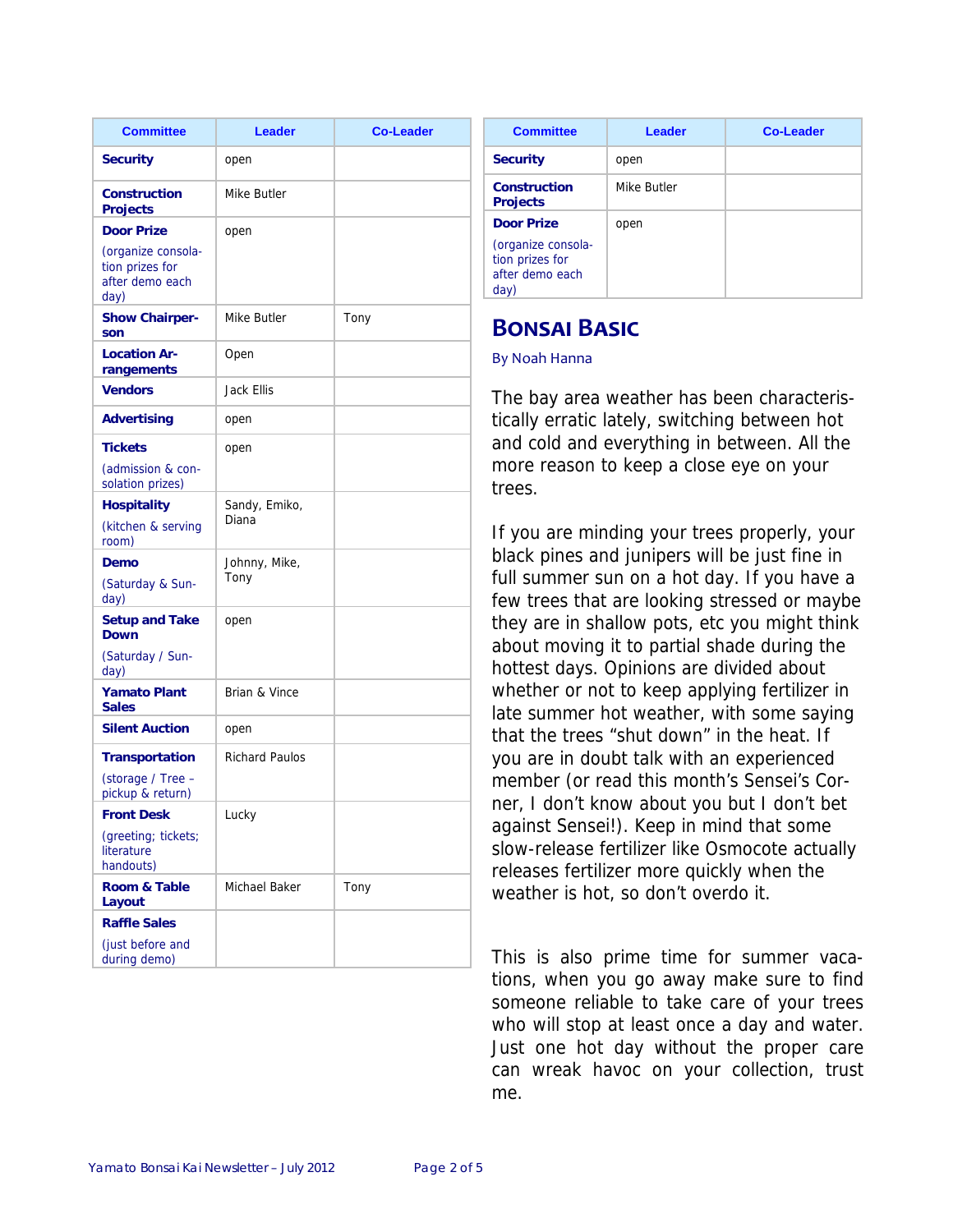| Committee | Leader | Co-Leader |
|---|---|---|
| **Security** | open | |
| **Construction Projects** | Mike Butler | |
| **Door Prize** (organize consolation prizes for after demo each day) | open | |
| **Show Chairperson** | Mike Butler | Tony |
| **Location Arrangements** | Open | |
| **Vendors** | Jack Ellis | |
| **Advertising** | open | |
| **Tickets** (admission & consolation prizes) | open | |
| **Hospitality** (kitchen & serving room) | Sandy, Emiko, Diana | |
| **Demo** (Saturday & Sunday) | Johnny, Mike, Tony | |
| **Setup and Take Down** (Saturday / Sunday) | open | |
| **Yamato Plant Sales** | Brian & Vince | |
| **Silent Auction** | open | |
| **Transportation** (storage / Tree – pickup & return) | Richard Paulos | |
| **Front Desk** (greeting; tickets; literature handouts) | Lucky | |
| **Room & Table Layout** | Michael Baker | Tony |
| **Raffle Sales** (just before and during demo) | | |

| Committee | Leader | Co-Leader |
|---|---|---|
| **Security** | open | |
| **Construction Projects** | Mike Butler | |
| **Door Prize** (organize consolation prizes for after demo each day) | open | |

## Bonsai Basic

By Noah Hanna

The bay area weather has been characteristically erratic lately, switching between hot and cold and everything in between. All the more reason to keep a close eye on your trees.

If you are minding your trees properly, your black pines and junipers will be just fine in full summer sun on a hot day. If you have a few trees that are looking stressed or maybe they are in shallow pots, etc you might think about moving it to partial shade during the hottest days. Opinions are divided about whether or not to keep applying fertilizer in late summer hot weather, with some saying that the trees "shut down" in the heat. If you are in doubt talk with an experienced member (or read this month's Sensei's Corner, I don't know about you but I don't bet against Sensei!). Keep in mind that some slow-release fertilizer like Osmocote actually releases fertilizer more quickly when the weather is hot, so don't overdo it.

This is also prime time for summer vacations, when you go away make sure to find someone reliable to take care of your trees who will stop at least once a day and water. Just one hot day without the proper care can wreak havoc on your collection, trust me.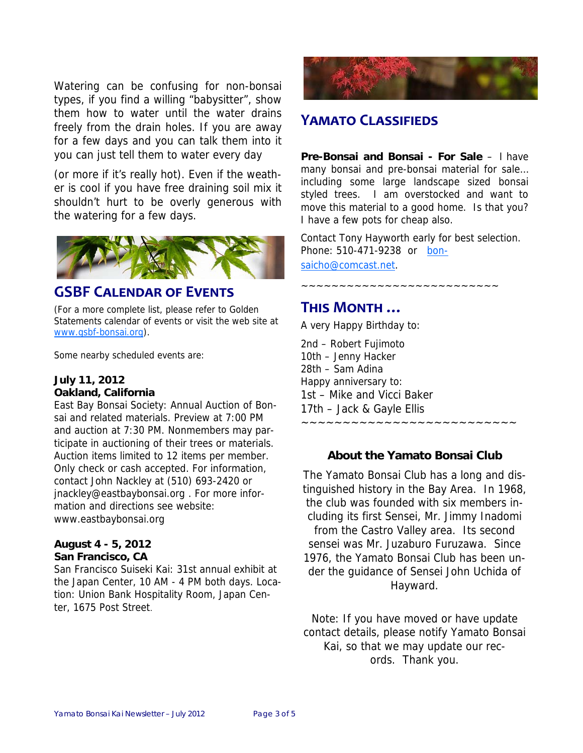Watering can be confusing for non-bonsai types, if you find a willing "babysitter", show them how to water until the water drains freely from the drain holes. If you are away for a few days and you can talk them into it you can just tell them to water every day (or more if it's really hot). Even if the weather is cool if you have free draining soil mix it shouldn't hurt to be overly generous with the watering for a few days.

## GSBF Calendar of Events

(For a more complete list, please refer to Golden Statements calendar of events or visit the web site at www.gsbf-bonsai.org).

Some nearby scheduled events are:

**July 11, 2012**
**Oakland, California**
East Bay Bonsai Society: Annual Auction of Bonsai and related materials. Preview at 7:00 PM and auction at 7:30 PM. Nonmembers may participate in auctioning of their trees or materials. Auction items limited to 12 items per member. Only check or cash accepted. For information, contact John Nackley at (510) 693-2420 or jnackley@eastbaybonsai.org . For more information and directions see website: www.eastbaybonsai.org

**August 4 - 5, 2012**
**San Francisco, CA**
San Francisco Suiseki Kai: 31st annual exhibit at the Japan Center, 10 AM - 4 PM both days. Location: Union Bank Hospitality Room, Japan Center, 1675 Post Street.

## Yamato Classifieds

**Pre-Bonsai and Bonsai - For Sale** – I have many bonsai and pre-bonsai material for sale… including some large landscape sized bonsai styled trees. I am overstocked and want to move this material to a good home. Is that you? I have a few pots for cheap also.

Contact Tony Hayworth early for best selection. Phone: 510-471-9238 or bonsaicho@comcast.net.

~~~~~~~~~~~~~~~~~~~~~~~~~~~

## This Month …

A very Happy Birthday to:

2nd – Robert Fujimoto
10th – Jenny Hacker
28th – Sam Adina
Happy anniversary to:
1st – Mike and Vicci Baker
17th – Jack & Gayle Ellis

~~~~~~~~~~~~~~~~~~~~~~~~~~~

### About the Yamato Bonsai Club

The Yamato Bonsai Club has a long and distinguished history in the Bay Area. In 1968, the club was founded with six members including its first Sensei, Mr. Jimmy Inadomi from the Castro Valley area. Its second sensei was Mr. Juzaburo Furuzawa. Since 1976, the Yamato Bonsai Club has been under the guidance of Sensei John Uchida of Hayward.

Note: If you have moved or have update contact details, please notify Yamato Bonsai Kai, so that we may update our records. Thank you.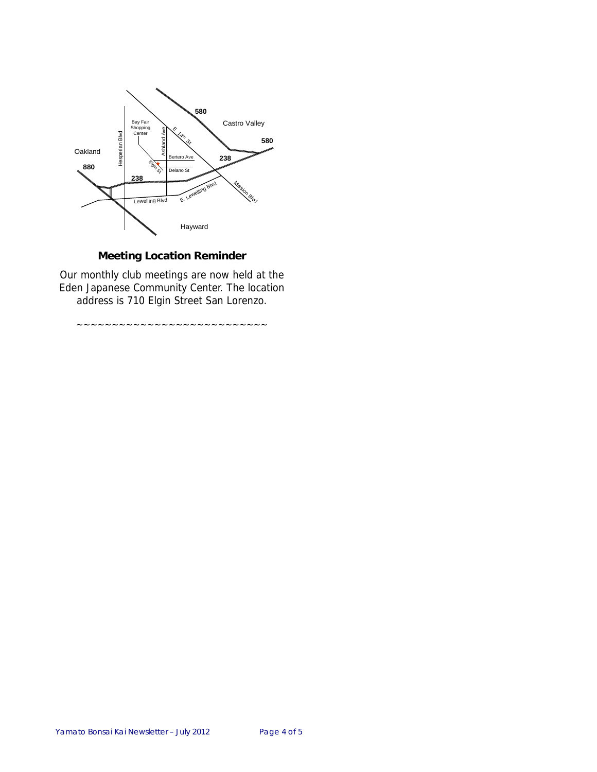## Meeting Location Reminder

Our monthly club meetings are now held at the Eden Japanese Community Center. The location address is 710 Elgin Street San Lorenzo.

~~~~~~~~~~~~~~~~~~~~~~~~~~~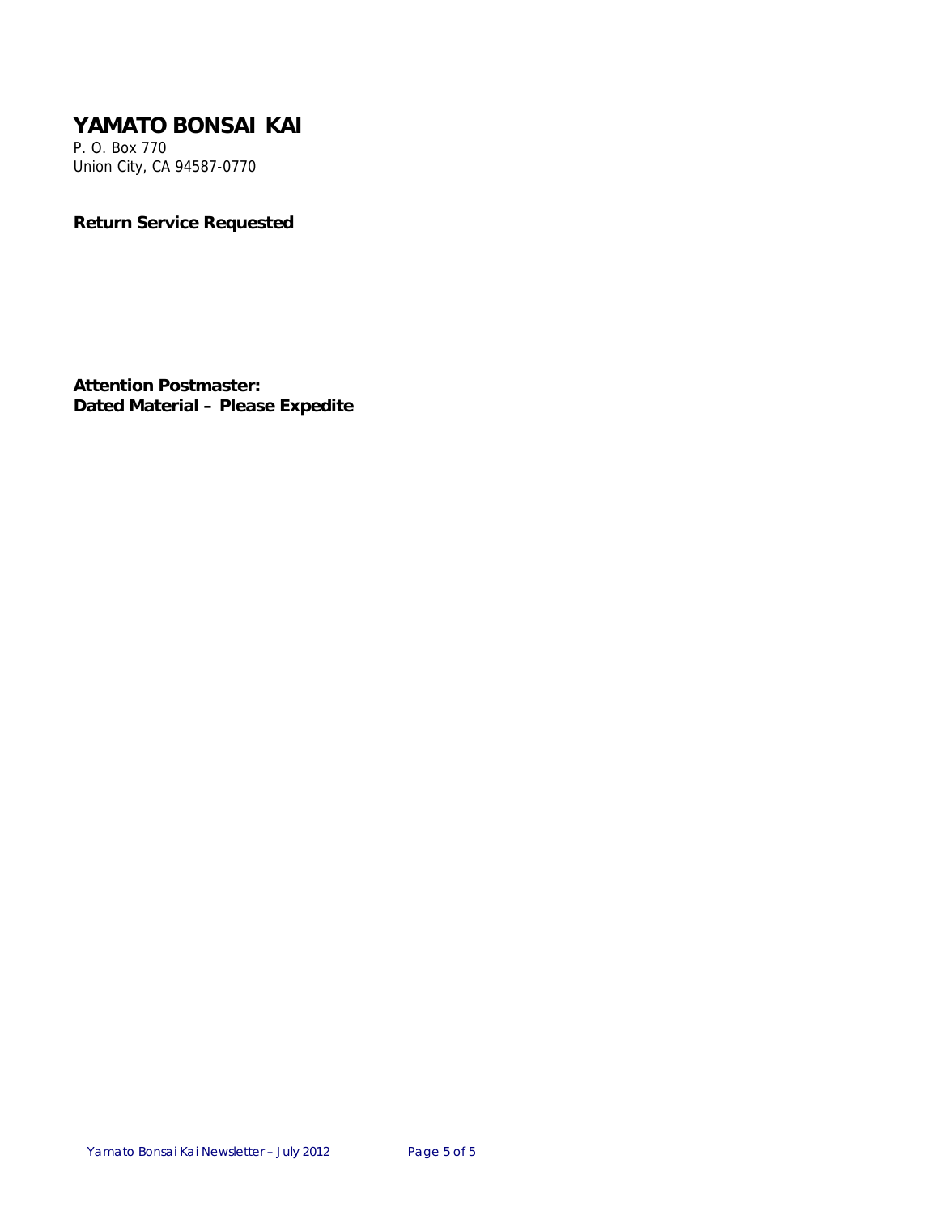**YAMATO BONSAI KAI**
P. O. Box 770
Union City, CA 94587-0770

**Return Service Requested**

**Attention Postmaster:**
**Dated Material – Please Expedite**